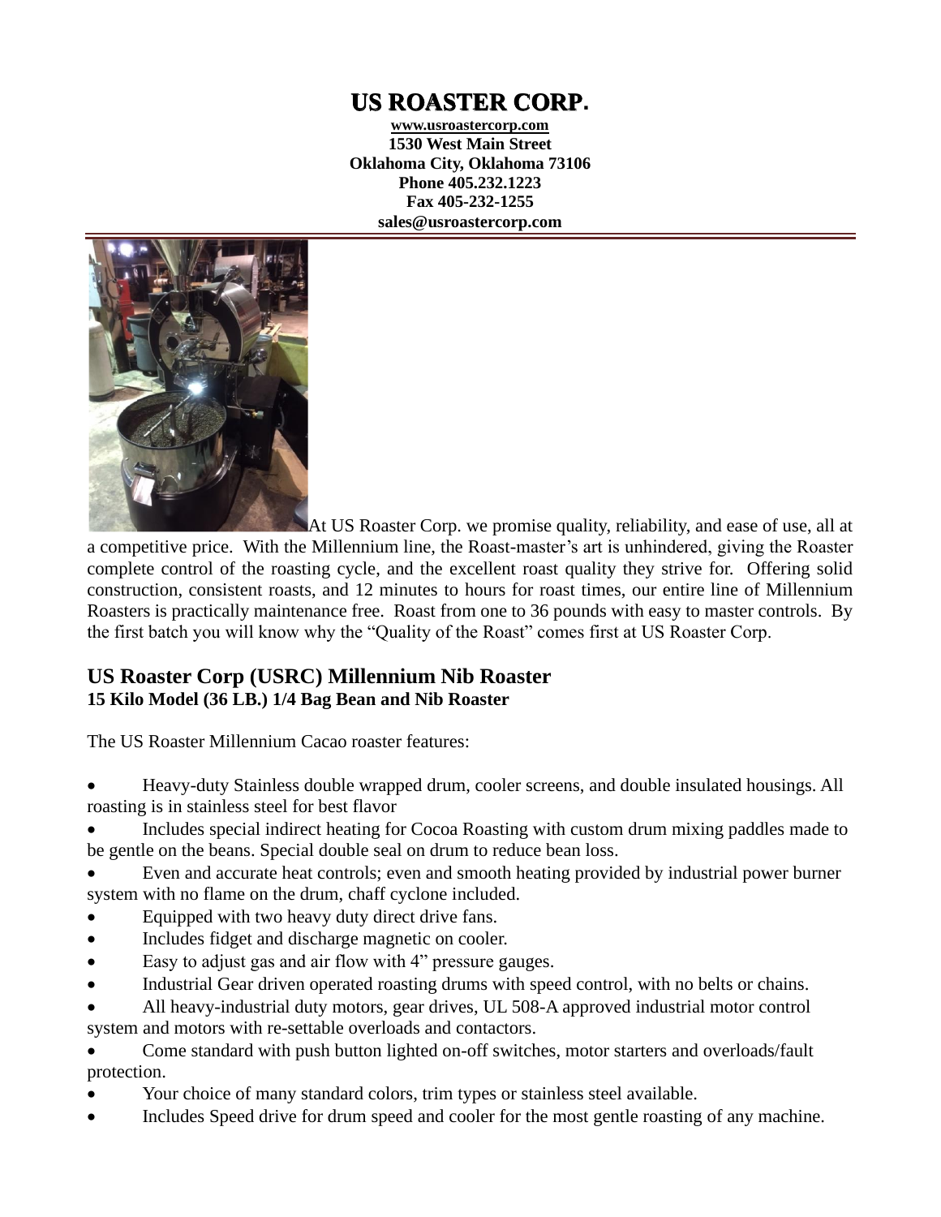# US ROASTER CORP.

**www.usroastercorp.com**
**1530 West Main Street**
**Oklahoma City, Oklahoma 73106**
**Phone 405.232.1223**
**Fax 405-232-1255**
**sales@usroastercorp.com**

At US Roaster Corp. we promise quality, reliability, and ease of use, all at a competitive price. With the Millennium line, the Roast-master's art is unhindered, giving the Roaster complete control of the roasting cycle, and the excellent roast quality they strive for. Offering solid construction, consistent roasts, and 12 minutes to hours for roast times, our entire line of Millennium Roasters is practically maintenance free. Roast from one to 36 pounds with easy to master controls. By the first batch you will know why the "Quality of the Roast" comes first at US Roaster Corp.

## US Roaster Corp (USRC) Millennium Nib Roaster

**15 Kilo Model (36 LB.) 1/4 Bag Bean and Nib Roaster**

The US Roaster Millennium Cacao roaster features:

- Heavy-duty Stainless double wrapped drum, cooler screens, and double insulated housings. All roasting is in stainless steel for best flavor
- Includes special indirect heating for Cocoa Roasting with custom drum mixing paddles made to be gentle on the beans. Special double seal on drum to reduce bean loss.
- Even and accurate heat controls; even and smooth heating provided by industrial power burner system with no flame on the drum, chaff cyclone included.
- Equipped with two heavy duty direct drive fans.
- Includes fidget and discharge magnetic on cooler.
- Easy to adjust gas and air flow with 4" pressure gauges.
- Industrial Gear driven operated roasting drums with speed control, with no belts or chains.
- All heavy-industrial duty motors, gear drives, UL 508-A approved industrial motor control system and motors with re-settable overloads and contactors.
- Come standard with push button lighted on-off switches, motor starters and overloads/fault protection.
- Your choice of many standard colors, trim types or stainless steel available.
- Includes Speed drive for drum speed and cooler for the most gentle roasting of any machine.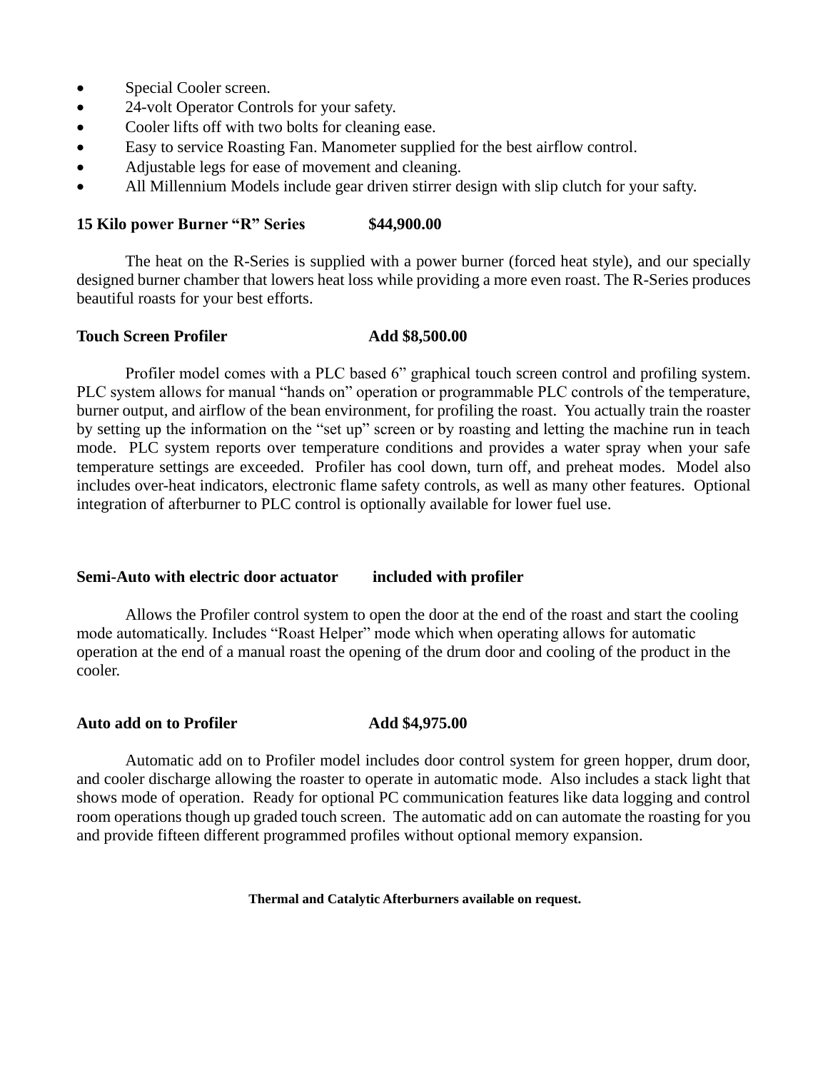- Special Cooler screen.
- 24-volt Operator Controls for your safety.
- Cooler lifts off with two bolts for cleaning ease.
- Easy to service Roasting Fan. Manometer supplied for the best airflow control.
- Adjustable legs for ease of movement and cleaning.
- All Millennium Models include gear driven stirrer design with slip clutch for your safty.

**15 Kilo power Burner "R" Series $44,900.00**

The heat on the R-Series is supplied with a power burner (forced heat style), and our specially designed burner chamber that lowers heat loss while providing a more even roast. The R-Series produces beautiful roasts for your best efforts.

**Touch Screen Profiler Add $8,500.00**

Profiler model comes with a PLC based 6" graphical touch screen control and profiling system. PLC system allows for manual "hands on" operation or programmable PLC controls of the temperature, burner output, and airflow of the bean environment, for profiling the roast. You actually train the roaster by setting up the information on the "set up" screen or by roasting and letting the machine run in teach mode. PLC system reports over temperature conditions and provides a water spray when your safe temperature settings are exceeded. Profiler has cool down, turn off, and preheat modes. Model also includes over-heat indicators, electronic flame safety controls, as well as many other features. Optional integration of afterburner to PLC control is optionally available for lower fuel use.

**Semi-Auto with electric door actuator included with profiler**

Allows the Profiler control system to open the door at the end of the roast and start the cooling mode automatically. Includes "Roast Helper" mode which when operating allows for automatic operation at the end of a manual roast the opening of the drum door and cooling of the product in the cooler.

**Auto add on to Profiler Add $4,975.00**

Automatic add on to Profiler model includes door control system for green hopper, drum door, and cooler discharge allowing the roaster to operate in automatic mode. Also includes a stack light that shows mode of operation. Ready for optional PC communication features like data logging and control room operations though up graded touch screen. The automatic add on can automate the roasting for you and provide fifteen different programmed profiles without optional memory expansion.

**Thermal and Catalytic Afterburners available on request.**